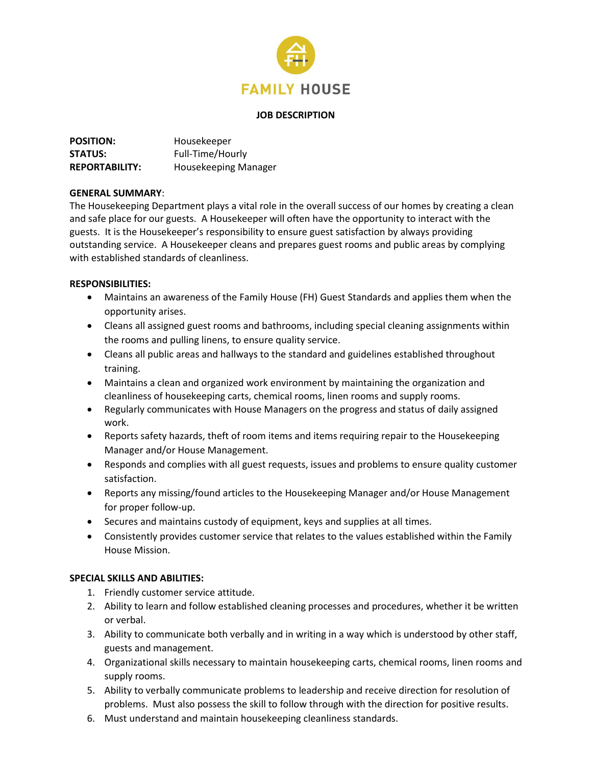FAMILY HOUSE

## JOB DESCRIPTION

**POSITION:** Housekeeper
**STATUS:** Full-Time/Hourly
**REPORTABILITY:** Housekeeping Manager

**GENERAL SUMMARY**:
The Housekeeping Department plays a vital role in the overall success of our homes by creating a clean and safe place for our guests. A Housekeeper will often have the opportunity to interact with the guests. It is the Housekeeper's responsibility to ensure guest satisfaction by always providing outstanding service. A Housekeeper cleans and prepares guest rooms and public areas by complying with established standards of cleanliness.

**RESPONSIBILITIES:**

- Maintains an awareness of the Family House (FH) Guest Standards and applies them when the opportunity arises.
- Cleans all assigned guest rooms and bathrooms, including special cleaning assignments within the rooms and pulling linens, to ensure quality service.
- Cleans all public areas and hallways to the standard and guidelines established throughout training.
- Maintains a clean and organized work environment by maintaining the organization and cleanliness of housekeeping carts, chemical rooms, linen rooms and supply rooms.
- Regularly communicates with House Managers on the progress and status of daily assigned work.
- Reports safety hazards, theft of room items and items requiring repair to the Housekeeping Manager and/or House Management.
- Responds and complies with all guest requests, issues and problems to ensure quality customer satisfaction.
- Reports any missing/found articles to the Housekeeping Manager and/or House Management for proper follow-up.
- Secures and maintains custody of equipment, keys and supplies at all times.
- Consistently provides customer service that relates to the values established within the Family House Mission.

**SPECIAL SKILLS AND ABILITIES:**

1. Friendly customer service attitude.
2. Ability to learn and follow established cleaning processes and procedures, whether it be written or verbal.
3. Ability to communicate both verbally and in writing in a way which is understood by other staff, guests and management.
4. Organizational skills necessary to maintain housekeeping carts, chemical rooms, linen rooms and supply rooms.
5. Ability to verbally communicate problems to leadership and receive direction for resolution of problems. Must also possess the skill to follow through with the direction for positive results.
6. Must understand and maintain housekeeping cleanliness standards.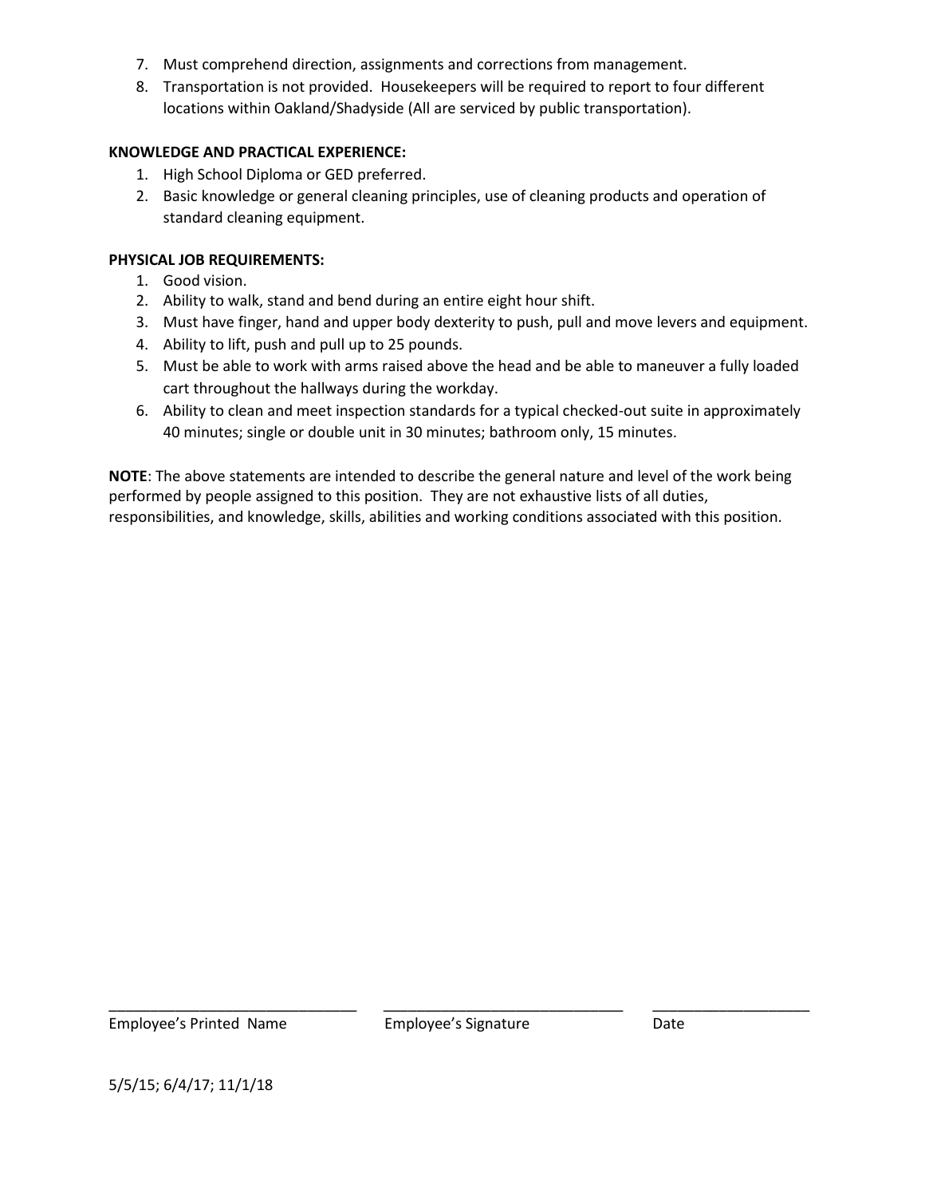7. Must comprehend direction, assignments and corrections from management.
8. Transportation is not provided. Housekeepers will be required to report to four different locations within Oakland/Shadyside (All are serviced by public transportation).

**KNOWLEDGE AND PRACTICAL EXPERIENCE:**

1. High School Diploma or GED preferred.
2. Basic knowledge or general cleaning principles, use of cleaning products and operation of standard cleaning equipment.

**PHYSICAL JOB REQUIREMENTS:**

1. Good vision.
2. Ability to walk, stand and bend during an entire eight hour shift.
3. Must have finger, hand and upper body dexterity to push, pull and move levers and equipment.
4. Ability to lift, push and pull up to 25 pounds.
5. Must be able to work with arms raised above the head and be able to maneuver a fully loaded cart throughout the hallways during the workday.
6. Ability to clean and meet inspection standards for a typical checked-out suite in approximately 40 minutes; single or double unit in 30 minutes; bathroom only, 15 minutes.

**NOTE**: The above statements are intended to describe the general nature and level of the work being performed by people assigned to this position. They are not exhaustive lists of all duties, responsibilities, and knowledge, skills, abilities and working conditions associated with this position.

_______________________________ _______________________________ ____________________

Employee's Printed Name Employee's Signature Date

5/5/15; 6/4/17; 11/1/18